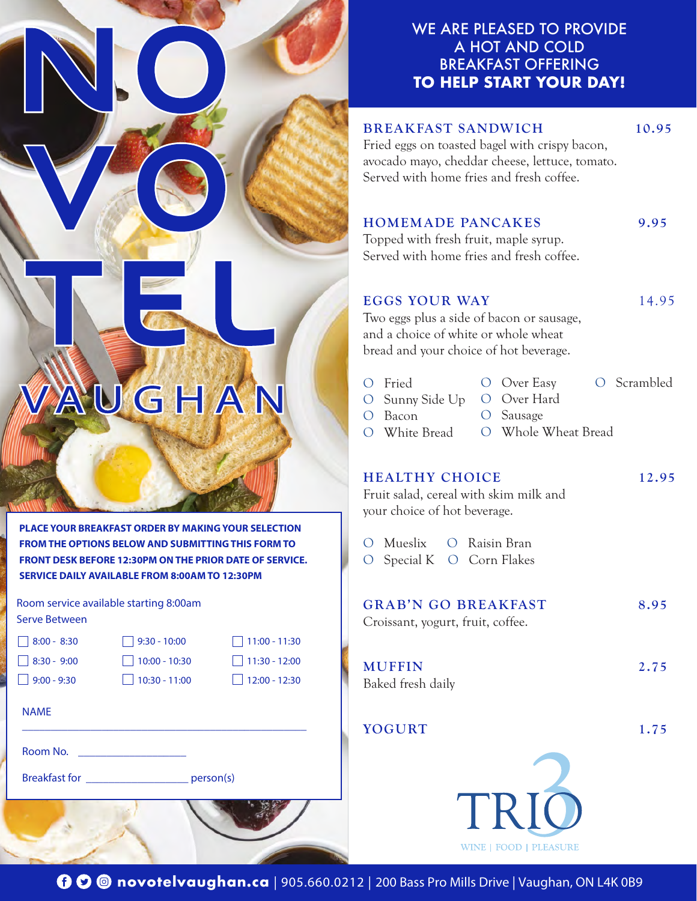# NOVOTEL VAUGHAN

**PLACE YOUR BREAKFAST ORDER BY MAKING YOUR SELECTION FROM THE OPTIONS BELOW AND SUBMITTING THIS FORM TO FRONT DESK BEFORE 12:30PM ON THE PRIOR DATE OF SERVICE. SERVICE DAILY AVAILABLE FROM 8:00AM TO 12:30PM**

Room service available starting 8:00am

Serve Between

- ☐ 8:00 - 8:30
- ☐ 8:30 - 9:00
- ☐ 9:00 - 9:30
- ☐ 9:30 - 10:00
- ☐ 10:00 - 10:30
- ☐ 10:30 - 11:00
- ☐ 11:00 - 11:30
- ☐ 11:30 - 12:00
- ☐ 12:00 - 12:30

NAME ______________________________

Room No. ________________

Breakfast for ________________ person(s)

## WE ARE PLEASED TO PROVIDE A HOT AND COLD BREAKFAST OFFERING **TO HELP START YOUR DAY!**

### BREAKFAST SANDWICH — 10.95

Fried eggs on toasted bagel with crispy bacon, avocado mayo, cheddar cheese, lettuce, tomato. Served with home fries and fresh coffee.

### HOMEMADE PANCAKES — 9.95

Topped with fresh fruit, maple syrup. Served with home fries and fresh coffee.

### EGGS YOUR WAY — 14.95

Two eggs plus a side of bacon or sausage, and a choice of white or whole wheat bread and your choice of hot beverage.

- O Fried
- O Over Easy
- O Scrambled
- O Sunny Side Up
- O Over Hard
- O Bacon
- O Sausage
- O White Bread
- O Whole Wheat Bread

### HEALTHY CHOICE — 12.95

Fruit salad, cereal with skim milk and your choice of hot beverage.

- O Mueslix
- O Raisin Bran
- O Special K
- O Corn Flakes

### GRAB'N GO BREAKFAST — 8.95

Croissant, yogurt, fruit, coffee.

### MUFFIN — 2.75

Baked fresh daily

### YOGURT — 1.75

TRIO
WINE | FOOD | PLEASURE

**novotelvaughan.ca** | 905.660.0212 | 200 Bass Pro Mills Drive | Vaughan, ON L4K 0B9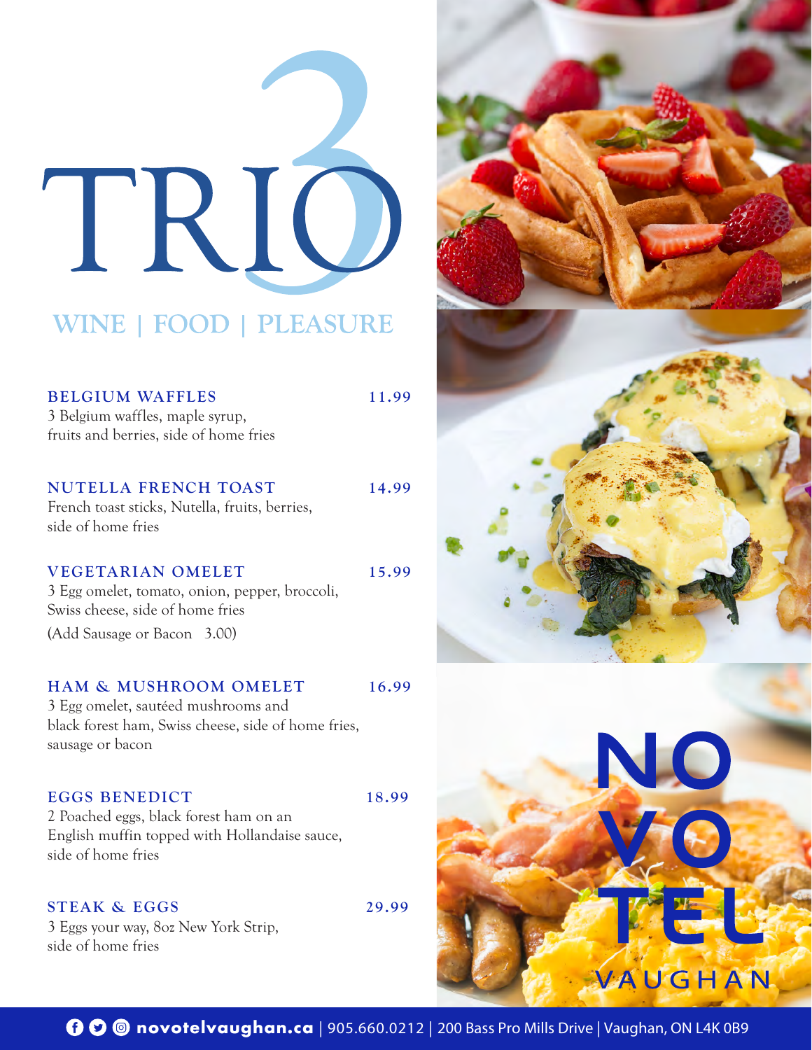# TRIO

## WINE | FOOD | PLEASURE

### BELGIUM WAFFLES — 11.99
3 Belgium waffles, maple syrup,
fruits and berries, side of home fries

### NUTELLA FRENCH TOAST — 14.99
French toast sticks, Nutella, fruits, berries,
side of home fries

### VEGETARIAN OMELET — 15.99
3 Egg omelet, tomato, onion, pepper, broccoli,
Swiss cheese, side of home fries

(Add Sausage or Bacon 3.00)

### HAM & MUSHROOM OMELET — 16.99
3 Egg omelet, sautéed mushrooms and
black forest ham, Swiss cheese, side of home fries,
sausage or bacon

### EGGS BENEDICT — 18.99
2 Poached eggs, black forest ham on an
English muffin topped with Hollandaise sauce,
side of home fries

### STEAK & EGGS — 29.99
3 Eggs your way, 8oz New York Strip,
side of home fries

NOVOTEL VAUGHAN

**novotelvaughan.ca** | 905.660.0212 | 200 Bass Pro Mills Drive | Vaughan, ON L4K 0B9